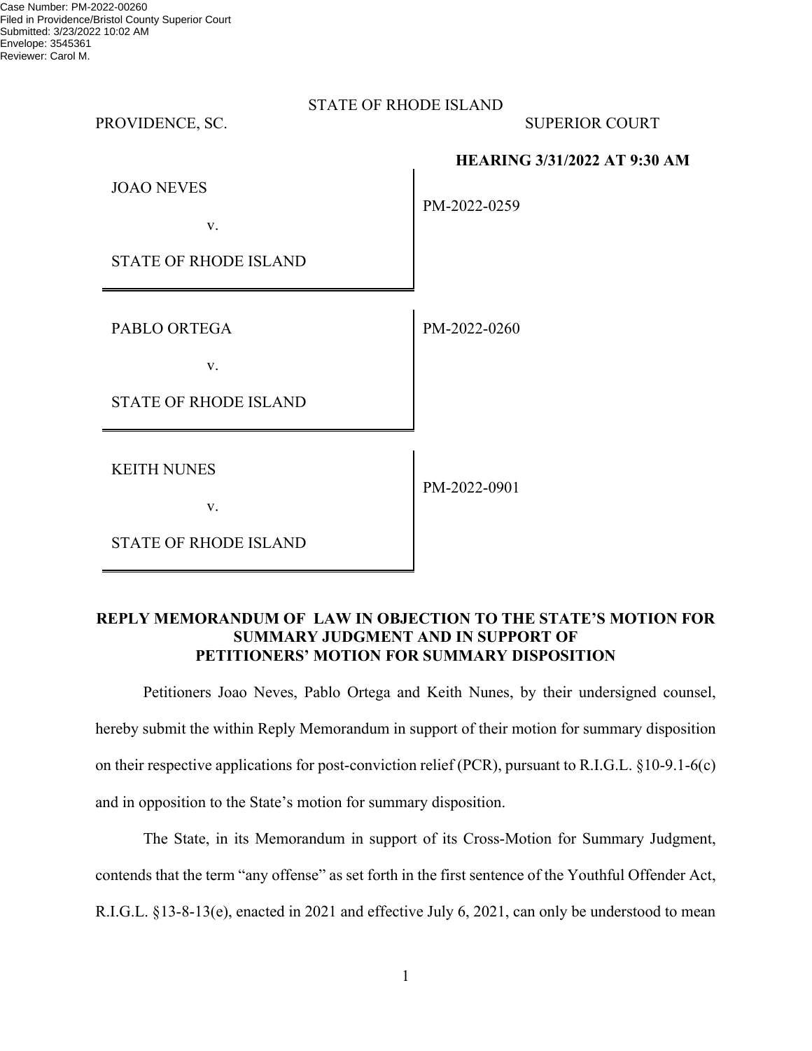Case Number: PM-2022-00260
Filed in Providence/Bristol County Superior Court
Submitted: 3/23/2022 10:02 AM
Envelope: 3545361
Reviewer: Carol M.

STATE OF RHODE ISLAND

PROVIDENCE, SC. SUPERIOR COURT

**HEARING 3/31/2022 AT 9:30 AM**

| | |
|---|---|
| JOAO NEVES<br><br>v.<br><br>STATE OF RHODE ISLAND | PM-2022-0259 |
| PABLO ORTEGA<br><br>v.<br><br>STATE OF RHODE ISLAND | PM-2022-0260 |
| KEITH NUNES<br><br>v.<br><br>STATE OF RHODE ISLAND | PM-2022-0901 |

**REPLY MEMORANDUM OF LAW IN OBJECTION TO THE STATE'S MOTION FOR SUMMARY JUDGMENT AND IN SUPPORT OF PETITIONERS' MOTION FOR SUMMARY DISPOSITION**

Petitioners Joao Neves, Pablo Ortega and Keith Nunes, by their undersigned counsel, hereby submit the within Reply Memorandum in support of their motion for summary disposition on their respective applications for post-conviction relief (PCR), pursuant to R.I.G.L. §10-9.1-6(c) and in opposition to the State's motion for summary disposition.

The State, in its Memorandum in support of its Cross-Motion for Summary Judgment, contends that the term "any offense" as set forth in the first sentence of the Youthful Offender Act, R.I.G.L. §13-8-13(e), enacted in 2021 and effective July 6, 2021, can only be understood to mean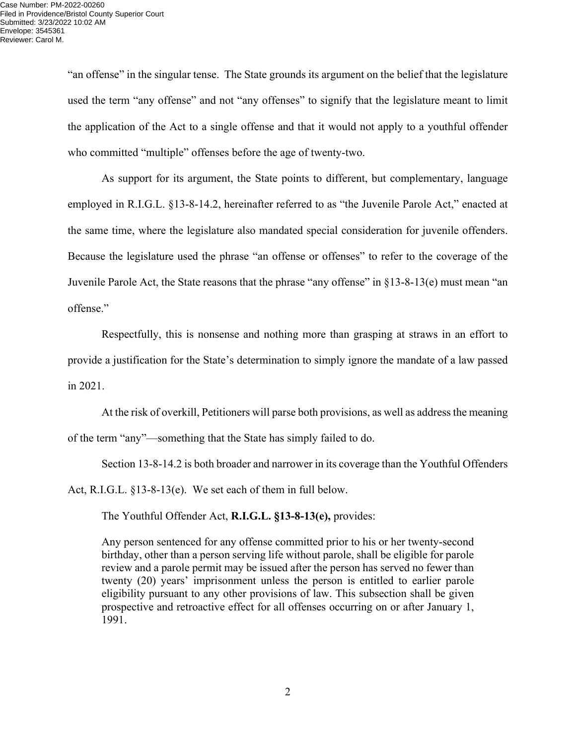"an offense" in the singular tense. The State grounds its argument on the belief that the legislature used the term "any offense" and not "any offenses" to signify that the legislature meant to limit the application of the Act to a single offense and that it would not apply to a youthful offender who committed "multiple" offenses before the age of twenty-two.

As support for its argument, the State points to different, but complementary, language employed in R.I.G.L. §13-8-14.2, hereinafter referred to as "the Juvenile Parole Act," enacted at the same time, where the legislature also mandated special consideration for juvenile offenders. Because the legislature used the phrase "an offense or offenses" to refer to the coverage of the Juvenile Parole Act, the State reasons that the phrase "any offense" in §13-8-13(e) must mean "an offense."

Respectfully, this is nonsense and nothing more than grasping at straws in an effort to provide a justification for the State's determination to simply ignore the mandate of a law passed in 2021.

At the risk of overkill, Petitioners will parse both provisions, as well as address the meaning of the term "any"—something that the State has simply failed to do.

Section 13-8-14.2 is both broader and narrower in its coverage than the Youthful Offenders Act, R.I.G.L. §13-8-13(e). We set each of them in full below.

The Youthful Offender Act, **R.I.G.L. §13-8-13(e),** provides:

> Any person sentenced for any offense committed prior to his or her twenty-second birthday, other than a person serving life without parole, shall be eligible for parole review and a parole permit may be issued after the person has served no fewer than twenty (20) years' imprisonment unless the person is entitled to earlier parole eligibility pursuant to any other provisions of law. This subsection shall be given prospective and retroactive effect for all offenses occurring on or after January 1, 1991.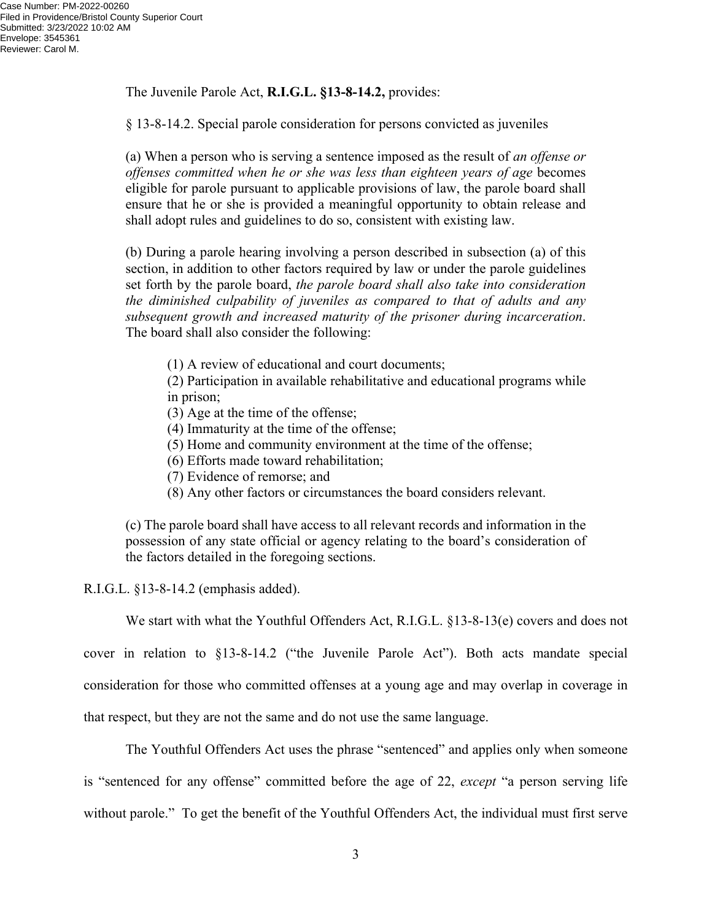The Juvenile Parole Act, **R.I.G.L. §13-8-14.2,** provides:

§ 13-8-14.2. Special parole consideration for persons convicted as juveniles

(a) When a person who is serving a sentence imposed as the result of *an offense or offenses committed when he or she was less than eighteen years of age* becomes eligible for parole pursuant to applicable provisions of law, the parole board shall ensure that he or she is provided a meaningful opportunity to obtain release and shall adopt rules and guidelines to do so, consistent with existing law.

(b) During a parole hearing involving a person described in subsection (a) of this section, in addition to other factors required by law or under the parole guidelines set forth by the parole board, *the parole board shall also take into consideration the diminished culpability of juveniles as compared to that of adults and any subsequent growth and increased maturity of the prisoner during incarceration*. The board shall also consider the following:

> (1) A review of educational and court documents;
> (2) Participation in available rehabilitative and educational programs while in prison;
> (3) Age at the time of the offense;
> (4) Immaturity at the time of the offense;
> (5) Home and community environment at the time of the offense;
> (6) Efforts made toward rehabilitation;
> (7) Evidence of remorse; and
> (8) Any other factors or circumstances the board considers relevant.

(c) The parole board shall have access to all relevant records and information in the possession of any state official or agency relating to the board's consideration of the factors detailed in the foregoing sections.

R.I.G.L. §13-8-14.2 (emphasis added).

We start with what the Youthful Offenders Act, R.I.G.L. §13-8-13(e) covers and does not cover in relation to §13-8-14.2 ("the Juvenile Parole Act"). Both acts mandate special consideration for those who committed offenses at a young age and may overlap in coverage in that respect, but they are not the same and do not use the same language.

The Youthful Offenders Act uses the phrase "sentenced" and applies only when someone is "sentenced for any offense" committed before the age of 22, *except* "a person serving life without parole." To get the benefit of the Youthful Offenders Act, the individual must first serve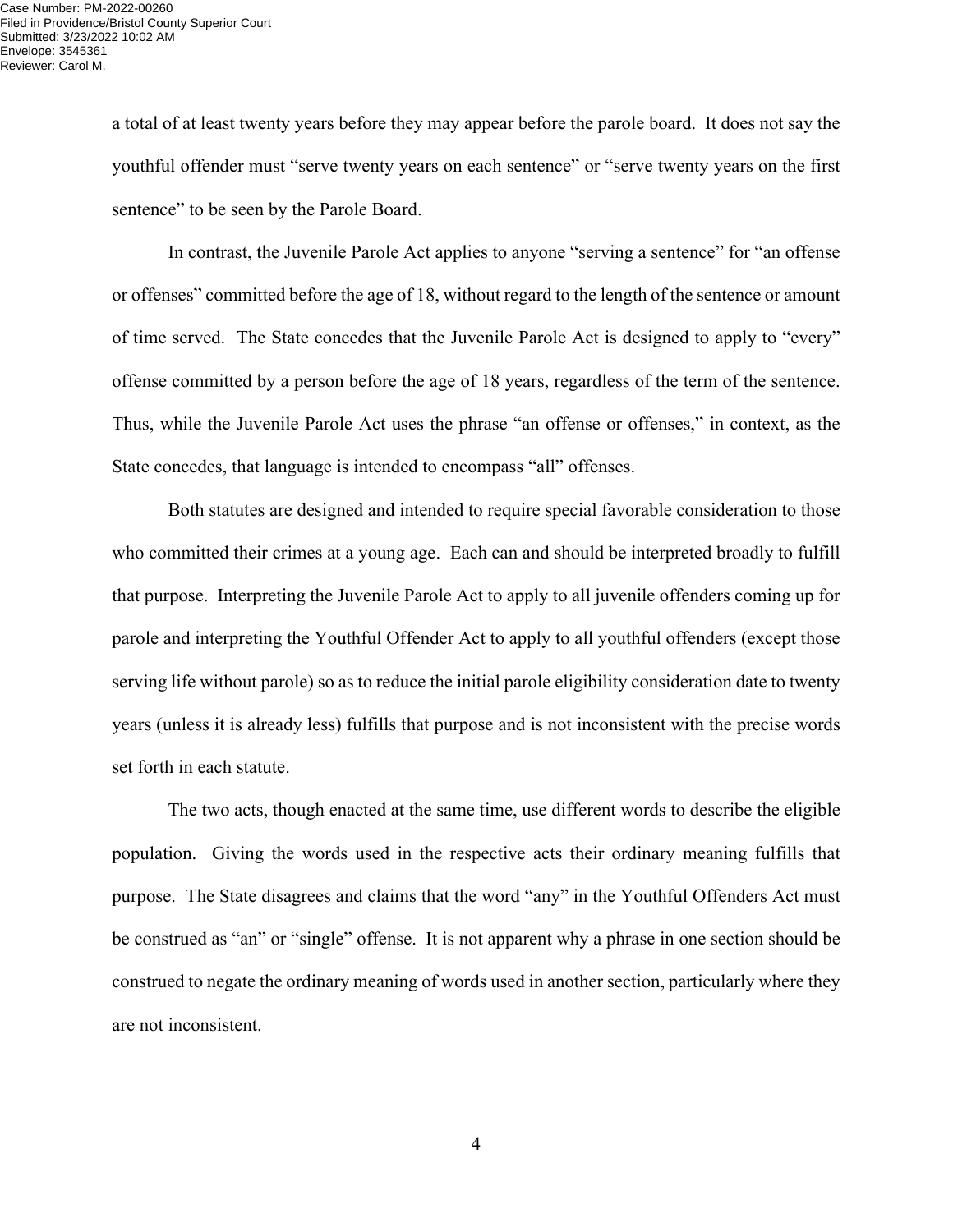a total of at least twenty years before they may appear before the parole board. It does not say the youthful offender must "serve twenty years on each sentence" or "serve twenty years on the first sentence" to be seen by the Parole Board.

In contrast, the Juvenile Parole Act applies to anyone "serving a sentence" for "an offense or offenses" committed before the age of 18, without regard to the length of the sentence or amount of time served. The State concedes that the Juvenile Parole Act is designed to apply to "every" offense committed by a person before the age of 18 years, regardless of the term of the sentence. Thus, while the Juvenile Parole Act uses the phrase "an offense or offenses," in context, as the State concedes, that language is intended to encompass "all" offenses.

Both statutes are designed and intended to require special favorable consideration to those who committed their crimes at a young age. Each can and should be interpreted broadly to fulfill that purpose. Interpreting the Juvenile Parole Act to apply to all juvenile offenders coming up for parole and interpreting the Youthful Offender Act to apply to all youthful offenders (except those serving life without parole) so as to reduce the initial parole eligibility consideration date to twenty years (unless it is already less) fulfills that purpose and is not inconsistent with the precise words set forth in each statute.

The two acts, though enacted at the same time, use different words to describe the eligible population. Giving the words used in the respective acts their ordinary meaning fulfills that purpose. The State disagrees and claims that the word "any" in the Youthful Offenders Act must be construed as "an" or "single" offense. It is not apparent why a phrase in one section should be construed to negate the ordinary meaning of words used in another section, particularly where they are not inconsistent.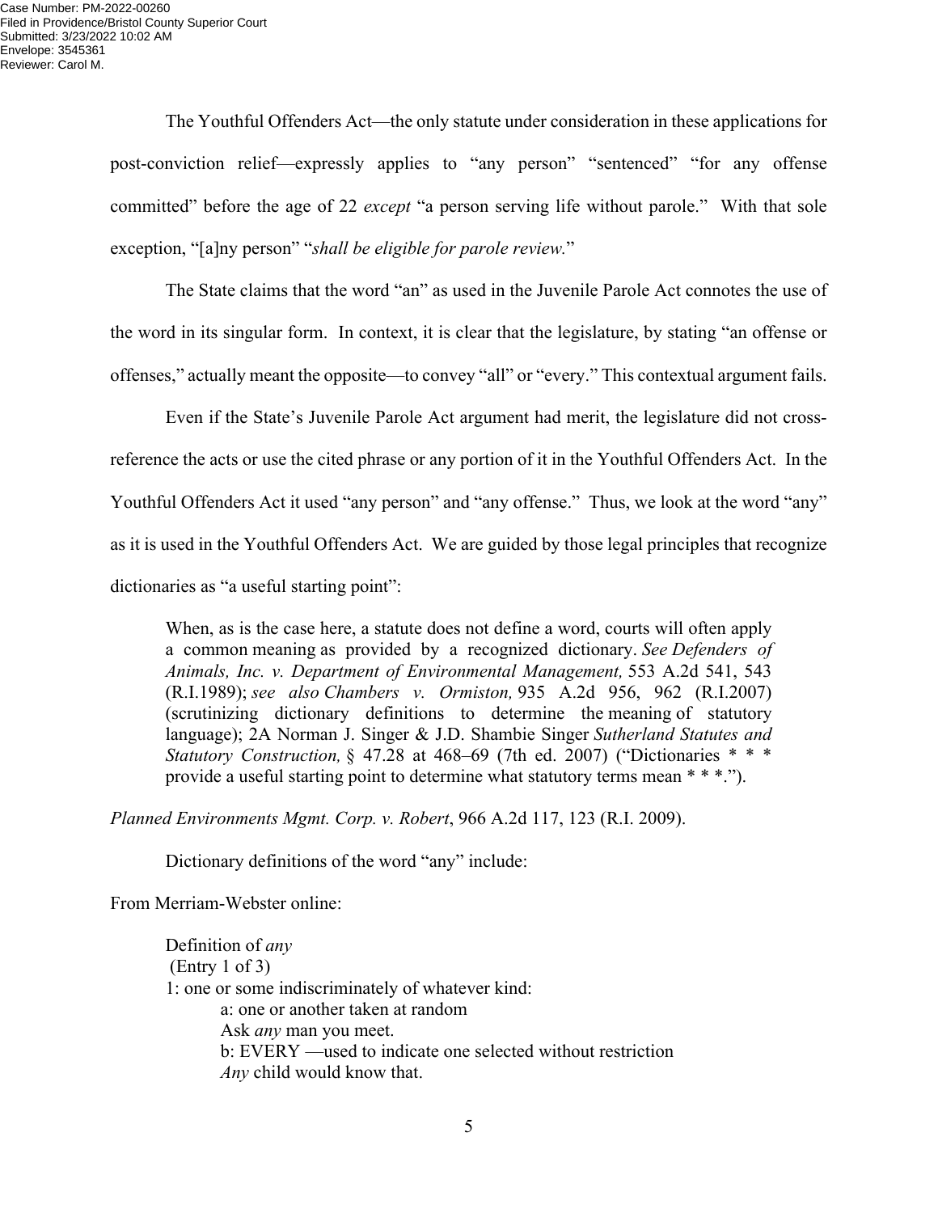The Youthful Offenders Act—the only statute under consideration in these applications for post-conviction relief—expressly applies to "any person" "sentenced" "for any offense committed" before the age of 22 *except* "a person serving life without parole." With that sole exception, "[a]ny person" "*shall be eligible for parole review.*"

The State claims that the word "an" as used in the Juvenile Parole Act connotes the use of the word in its singular form. In context, it is clear that the legislature, by stating "an offense or offenses," actually meant the opposite—to convey "all" or "every." This contextual argument fails.

Even if the State's Juvenile Parole Act argument had merit, the legislature did not cross-reference the acts or use the cited phrase or any portion of it in the Youthful Offenders Act. In the Youthful Offenders Act it used "any person" and "any offense." Thus, we look at the word "any" as it is used in the Youthful Offenders Act. We are guided by those legal principles that recognize dictionaries as "a useful starting point":

> When, as is the case here, a statute does not define a word, courts will often apply a common meaning as provided by a recognized dictionary. *See Defenders of Animals, Inc. v. Department of Environmental Management,* 553 A.2d 541, 543 (R.I.1989); *see also Chambers v. Ormiston,* 935 A.2d 956, 962 (R.I.2007) (scrutinizing dictionary definitions to determine the meaning of statutory language); 2A Norman J. Singer & J.D. Shambie Singer *Sutherland Statutes and Statutory Construction,* § 47.28 at 468–69 (7th ed. 2007) ("Dictionaries * * * provide a useful starting point to determine what statutory terms mean * * *.").

*Planned Environments Mgmt. Corp. v. Robert*, 966 A.2d 117, 123 (R.I. 2009).

Dictionary definitions of the word "any" include:

From Merriam-Webster online:

> Definition of *any*
> (Entry 1 of 3)
> 1: one or some indiscriminately of whatever kind:
>
> a: one or another taken at random
> Ask *any* man you meet.
>
> b: EVERY —used to indicate one selected without restriction
> *Any* child would know that.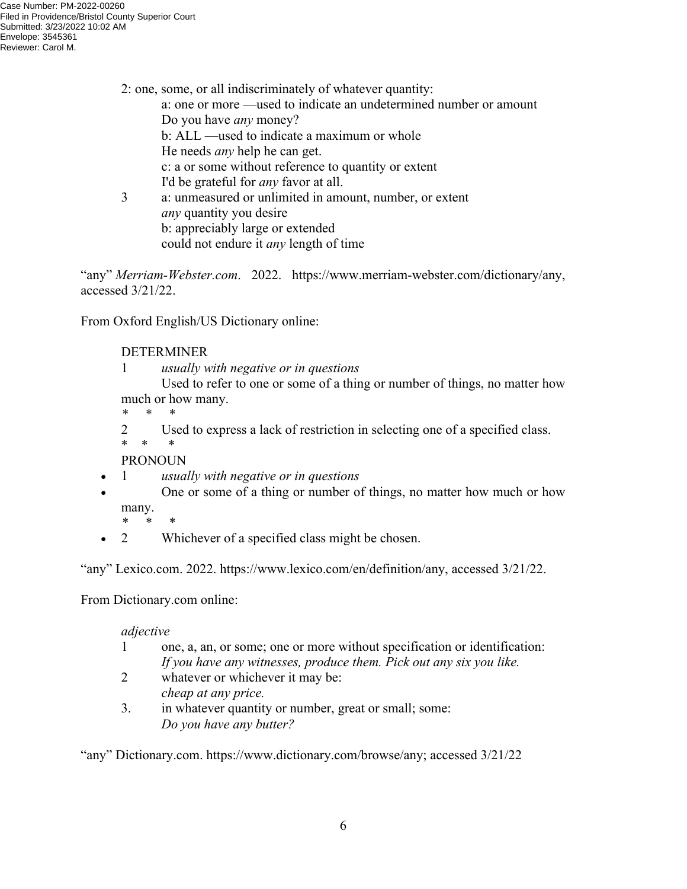2: one, some, or all indiscriminately of whatever quantity:

a: one or more —used to indicate an undetermined number or amount
Do you have *any* money?

b: ALL —used to indicate a maximum or whole
He needs *any* help he can get.

c: a or some without reference to quantity or extent
I'd be grateful for *any* favor at all.

3 a: unmeasured or unlimited in amount, number, or extent
*any* quantity you desire

b: appreciably large or extended
could not endure it *any* length of time

"any" *Merriam-Webster.com*. 2022. https://www.merriam-webster.com/dictionary/any, accessed 3/21/22.

From Oxford English/US Dictionary online:

DETERMINER

1 *usually with negative or in questions*
Used to refer to one or some of a thing or number of things, no matter how much or how many.

\* \* \*

2 Used to express a lack of restriction in selecting one of a specified class.

\* \* \*

PRONOUN

- 1 *usually with negative or in questions*
- One or some of a thing or number of things, no matter how much or how many.

\* \* \*

- 2 Whichever of a specified class might be chosen.

"any" Lexico.com. 2022. https://www.lexico.com/en/definition/any, accessed 3/21/22.

From Dictionary.com online:

*adjective*

1 one, a, an, or some; one or more without specification or identification:
*If you have any witnesses, produce them. Pick out any six you like.*

2 whatever or whichever it may be:
*cheap at any price.*

3. in whatever quantity or number, great or small; some:
*Do you have any butter?*

"any" Dictionary.com. https://www.dictionary.com/browse/any; accessed 3/21/22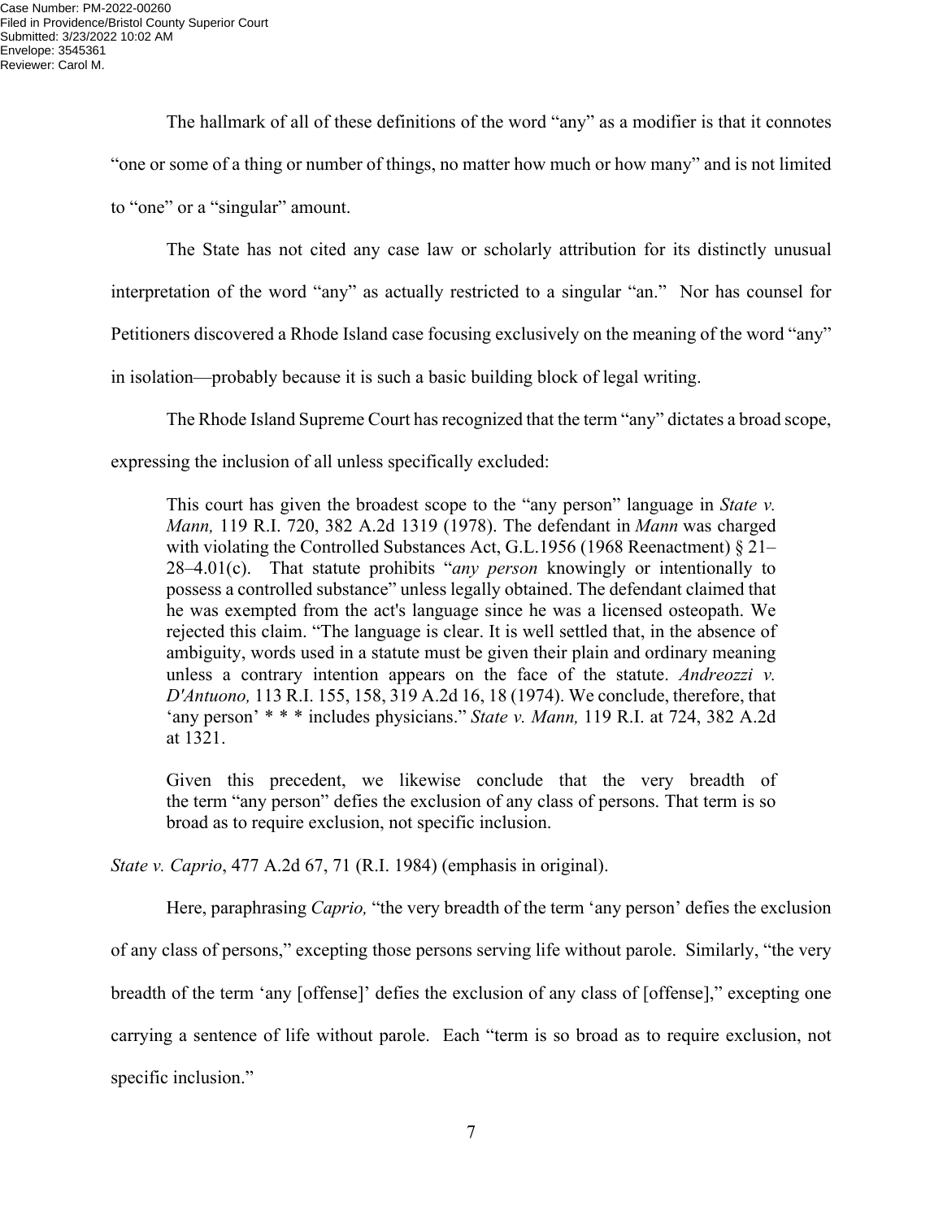The hallmark of all of these definitions of the word "any" as a modifier is that it connotes "one or some of a thing or number of things, no matter how much or how many" and is not limited to "one" or a "singular" amount.

The State has not cited any case law or scholarly attribution for its distinctly unusual interpretation of the word "any" as actually restricted to a singular "an." Nor has counsel for Petitioners discovered a Rhode Island case focusing exclusively on the meaning of the word "any" in isolation—probably because it is such a basic building block of legal writing.

The Rhode Island Supreme Court has recognized that the term "any" dictates a broad scope, expressing the inclusion of all unless specifically excluded:

> This court has given the broadest scope to the "any person" language in *State v. Mann,* 119 R.I. 720, 382 A.2d 1319 (1978). The defendant in *Mann* was charged with violating the Controlled Substances Act, G.L.1956 (1968 Reenactment) § 21–28–4.01(c). That statute prohibits "*any person* knowingly or intentionally to possess a controlled substance" unless legally obtained. The defendant claimed that he was exempted from the act's language since he was a licensed osteopath. We rejected this claim. "The language is clear. It is well settled that, in the absence of ambiguity, words used in a statute must be given their plain and ordinary meaning unless a contrary intention appears on the face of the statute. *Andreozzi v. D'Antuono,* 113 R.I. 155, 158, 319 A.2d 16, 18 (1974). We conclude, therefore, that 'any person' * * * includes physicians." *State v. Mann,* 119 R.I. at 724, 382 A.2d at 1321.
>
> Given this precedent, we likewise conclude that the very breadth of the term "any person" defies the exclusion of any class of persons. That term is so broad as to require exclusion, not specific inclusion.

*State v. Caprio*, 477 A.2d 67, 71 (R.I. 1984) (emphasis in original).

Here, paraphrasing *Caprio,* "the very breadth of the term 'any person' defies the exclusion of any class of persons," excepting those persons serving life without parole. Similarly, "the very breadth of the term 'any [offense]' defies the exclusion of any class of [offense]," excepting one carrying a sentence of life without parole. Each "term is so broad as to require exclusion, not specific inclusion."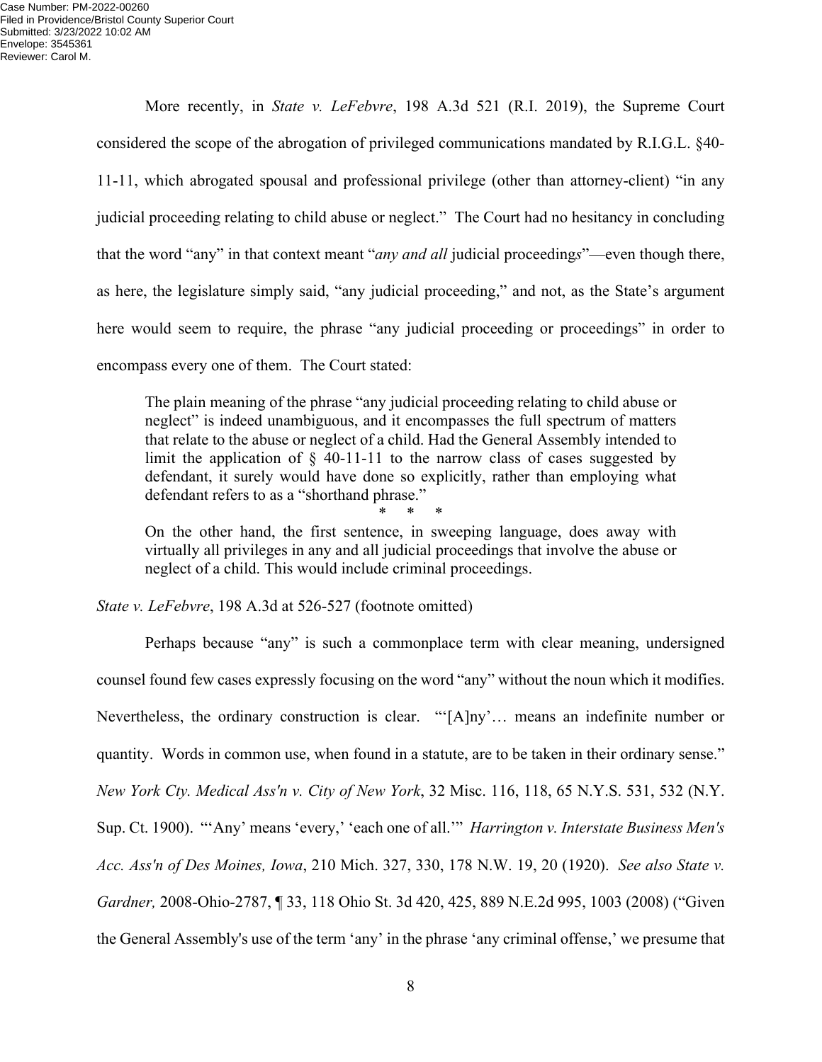More recently, in *State v. LeFebvre*, 198 A.3d 521 (R.I. 2019), the Supreme Court considered the scope of the abrogation of privileged communications mandated by R.I.G.L. §40-11-11, which abrogated spousal and professional privilege (other than attorney-client) "in any judicial proceeding relating to child abuse or neglect." The Court had no hesitancy in concluding that the word "any" in that context meant "*any and all* judicial proceedings"—even though there, as here, the legislature simply said, "any judicial proceeding," and not, as the State's argument here would seem to require, the phrase "any judicial proceeding or proceedings" in order to encompass every one of them. The Court stated:

> The plain meaning of the phrase "any judicial proceeding relating to child abuse or neglect" is indeed unambiguous, and it encompasses the full spectrum of matters that relate to the abuse or neglect of a child. Had the General Assembly intended to limit the application of § 40-11-11 to the narrow class of cases suggested by defendant, it surely would have done so explicitly, rather than employing what defendant refers to as a "shorthand phrase."
>
> \* \* \*
>
> On the other hand, the first sentence, in sweeping language, does away with virtually all privileges in any and all judicial proceedings that involve the abuse or neglect of a child. This would include criminal proceedings.

*State v. LeFebvre*, 198 A.3d at 526-527 (footnote omitted)

Perhaps because "any" is such a commonplace term with clear meaning, undersigned counsel found few cases expressly focusing on the word "any" without the noun which it modifies. Nevertheless, the ordinary construction is clear. "'[A]ny'… means an indefinite number or quantity. Words in common use, when found in a statute, are to be taken in their ordinary sense." *New York Cty. Medical Ass'n v. City of New York*, 32 Misc. 116, 118, 65 N.Y.S. 531, 532 (N.Y. Sup. Ct. 1900). "'Any' means 'every,' 'each one of all.'" *Harrington v. Interstate Business Men's Acc. Ass'n of Des Moines, Iowa*, 210 Mich. 327, 330, 178 N.W. 19, 20 (1920). *See also State v. Gardner,* 2008-Ohio-2787, ¶ 33, 118 Ohio St. 3d 420, 425, 889 N.E.2d 995, 1003 (2008) ("Given the General Assembly's use of the term 'any' in the phrase 'any criminal offense,' we presume that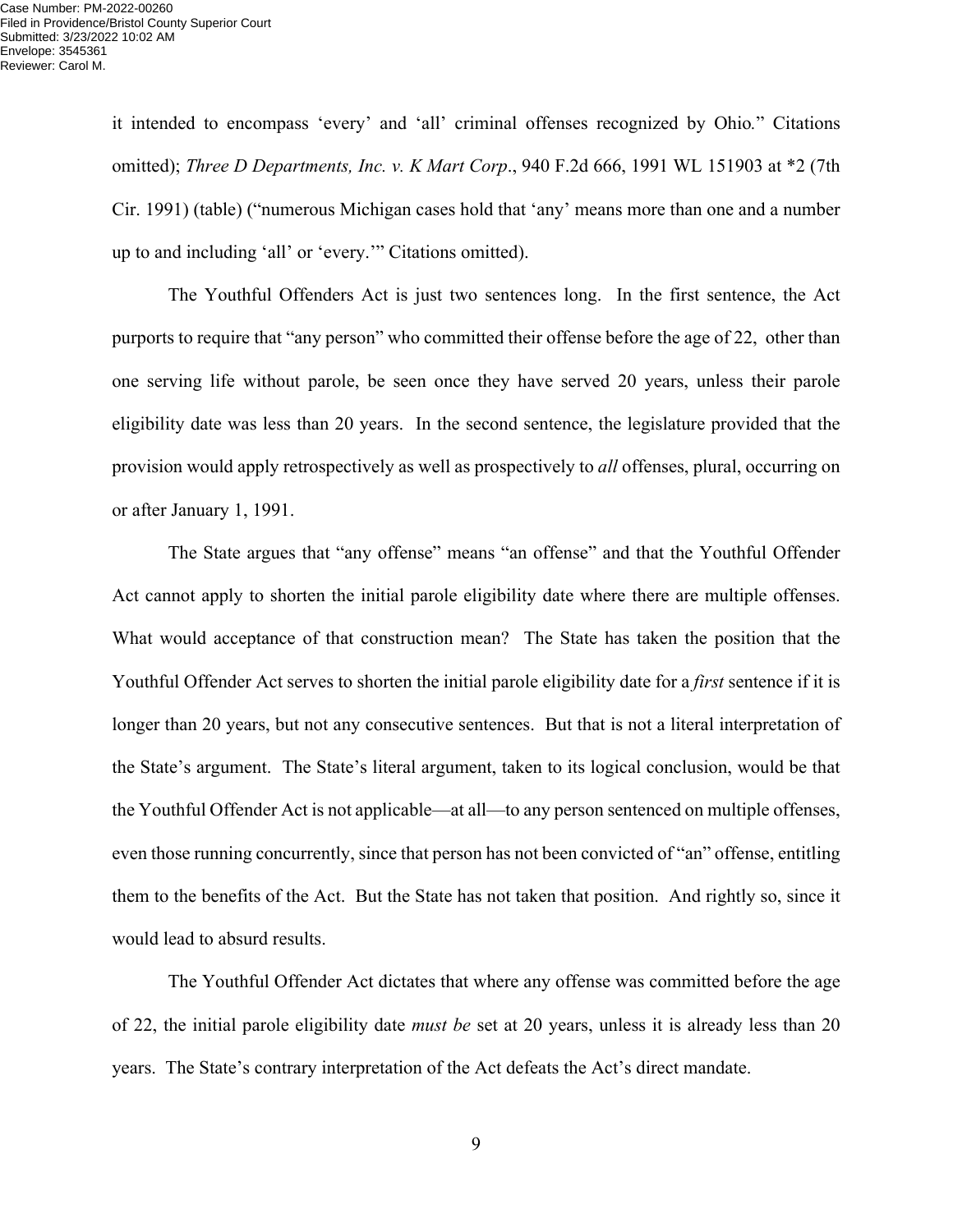it intended to encompass 'every' and 'all' criminal offenses recognized by Ohio." Citations omitted); *Three D Departments, Inc. v. K Mart Corp*., 940 F.2d 666, 1991 WL 151903 at *2 (7th Cir. 1991) (table) ("numerous Michigan cases hold that 'any' means more than one and a number up to and including 'all' or 'every.'" Citations omitted).

The Youthful Offenders Act is just two sentences long. In the first sentence, the Act purports to require that "any person" who committed their offense before the age of 22, other than one serving life without parole, be seen once they have served 20 years, unless their parole eligibility date was less than 20 years. In the second sentence, the legislature provided that the provision would apply retrospectively as well as prospectively to *all* offenses, plural, occurring on or after January 1, 1991.

The State argues that "any offense" means "an offense" and that the Youthful Offender Act cannot apply to shorten the initial parole eligibility date where there are multiple offenses. What would acceptance of that construction mean? The State has taken the position that the Youthful Offender Act serves to shorten the initial parole eligibility date for a *first* sentence if it is longer than 20 years, but not any consecutive sentences. But that is not a literal interpretation of the State's argument. The State's literal argument, taken to its logical conclusion, would be that the Youthful Offender Act is not applicable—at all—to any person sentenced on multiple offenses, even those running concurrently, since that person has not been convicted of "an" offense, entitling them to the benefits of the Act. But the State has not taken that position. And rightly so, since it would lead to absurd results.

The Youthful Offender Act dictates that where any offense was committed before the age of 22, the initial parole eligibility date *must be* set at 20 years, unless it is already less than 20 years. The State's contrary interpretation of the Act defeats the Act's direct mandate.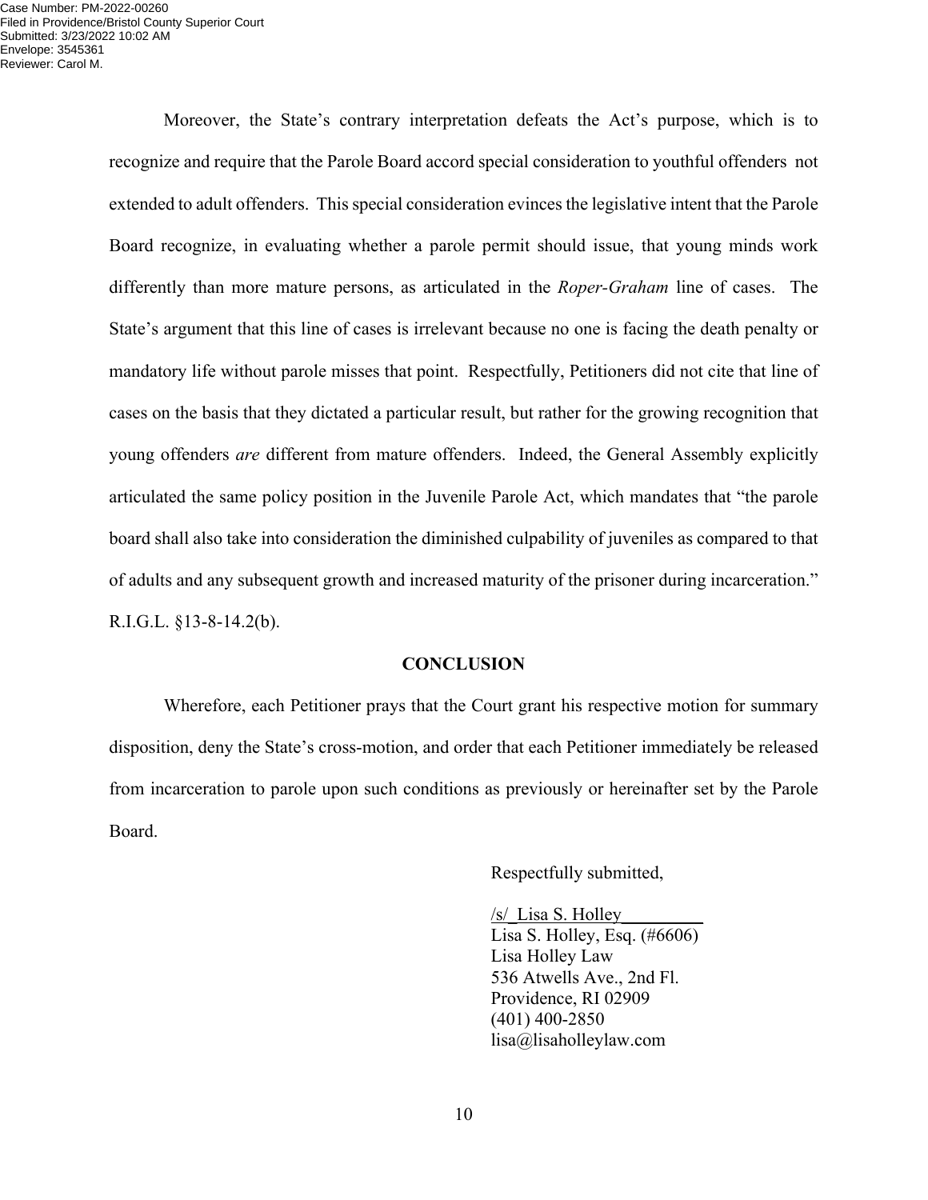Moreover, the State's contrary interpretation defeats the Act's purpose, which is to recognize and require that the Parole Board accord special consideration to youthful offenders not extended to adult offenders. This special consideration evinces the legislative intent that the Parole Board recognize, in evaluating whether a parole permit should issue, that young minds work differently than more mature persons, as articulated in the *Roper-Graham* line of cases. The State's argument that this line of cases is irrelevant because no one is facing the death penalty or mandatory life without parole misses that point. Respectfully, Petitioners did not cite that line of cases on the basis that they dictated a particular result, but rather for the growing recognition that young offenders *are* different from mature offenders. Indeed, the General Assembly explicitly articulated the same policy position in the Juvenile Parole Act, which mandates that "the parole board shall also take into consideration the diminished culpability of juveniles as compared to that of adults and any subsequent growth and increased maturity of the prisoner during incarceration." R.I.G.L. §13-8-14.2(b).

## CONCLUSION

Wherefore, each Petitioner prays that the Court grant his respective motion for summary disposition, deny the State's cross-motion, and order that each Petitioner immediately be released from incarceration to parole upon such conditions as previously or hereinafter set by the Parole Board.

Respectfully submitted,

/s/ Lisa S. Holley
Lisa S. Holley, Esq. (#6606)
Lisa Holley Law
536 Atwells Ave., 2nd Fl.
Providence, RI 02909
(401) 400-2850
lisa@lisaholleylaw.com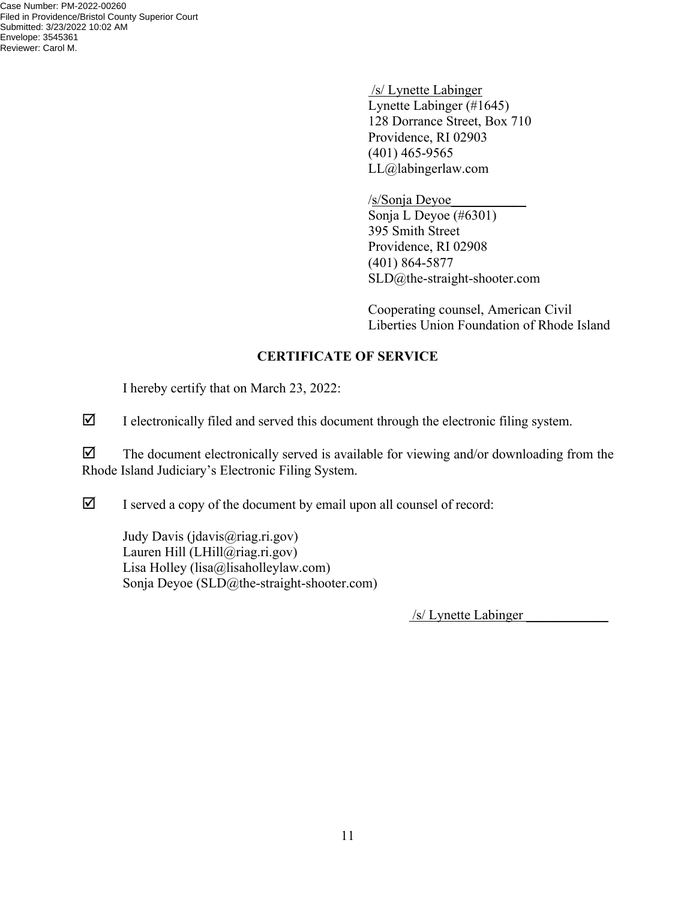/s/ Lynette Labinger
Lynette Labinger (#1645)
128 Dorrance Street, Box 710
Providence, RI 02903
(401) 465-9565
LL@labingerlaw.com

/s/Sonja Deyoe
Sonja L Deyoe (#6301)
395 Smith Street
Providence, RI 02908
(401) 864-5877
SLD@the-straight-shooter.com

Cooperating counsel, American Civil Liberties Union Foundation of Rhode Island

## CERTIFICATE OF SERVICE

I hereby certify that on March 23, 2022:

☑ I electronically filed and served this document through the electronic filing system.

☑ The document electronically served is available for viewing and/or downloading from the Rhode Island Judiciary's Electronic Filing System.

☑ I served a copy of the document by email upon all counsel of record:

Judy Davis (jdavis@riag.ri.gov)
Lauren Hill (LHill@riag.ri.gov)
Lisa Holley (lisa@lisaholleylaw.com)
Sonja Deyoe (SLD@the-straight-shooter.com)

/s/ Lynette Labinger